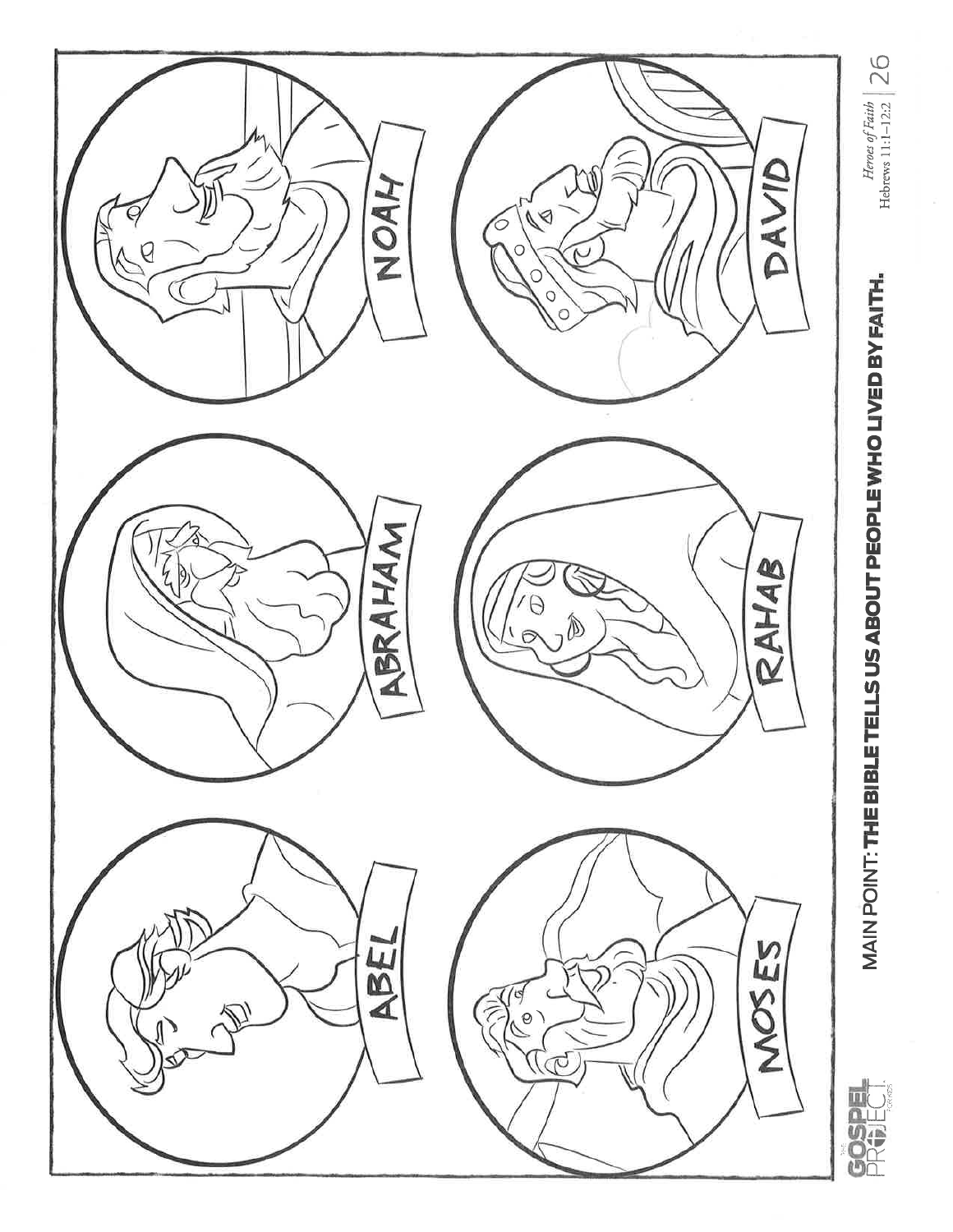ABEL

ABRAHAM

NOAH

MOSES

RAHAB

DAVID

MAIN POINT: **THE BIBLE TELLS US ABOUT PEOPLE WHO LIVED BY FAITH.**

*Heroes of Faith*
Hebrews 11:1–12:2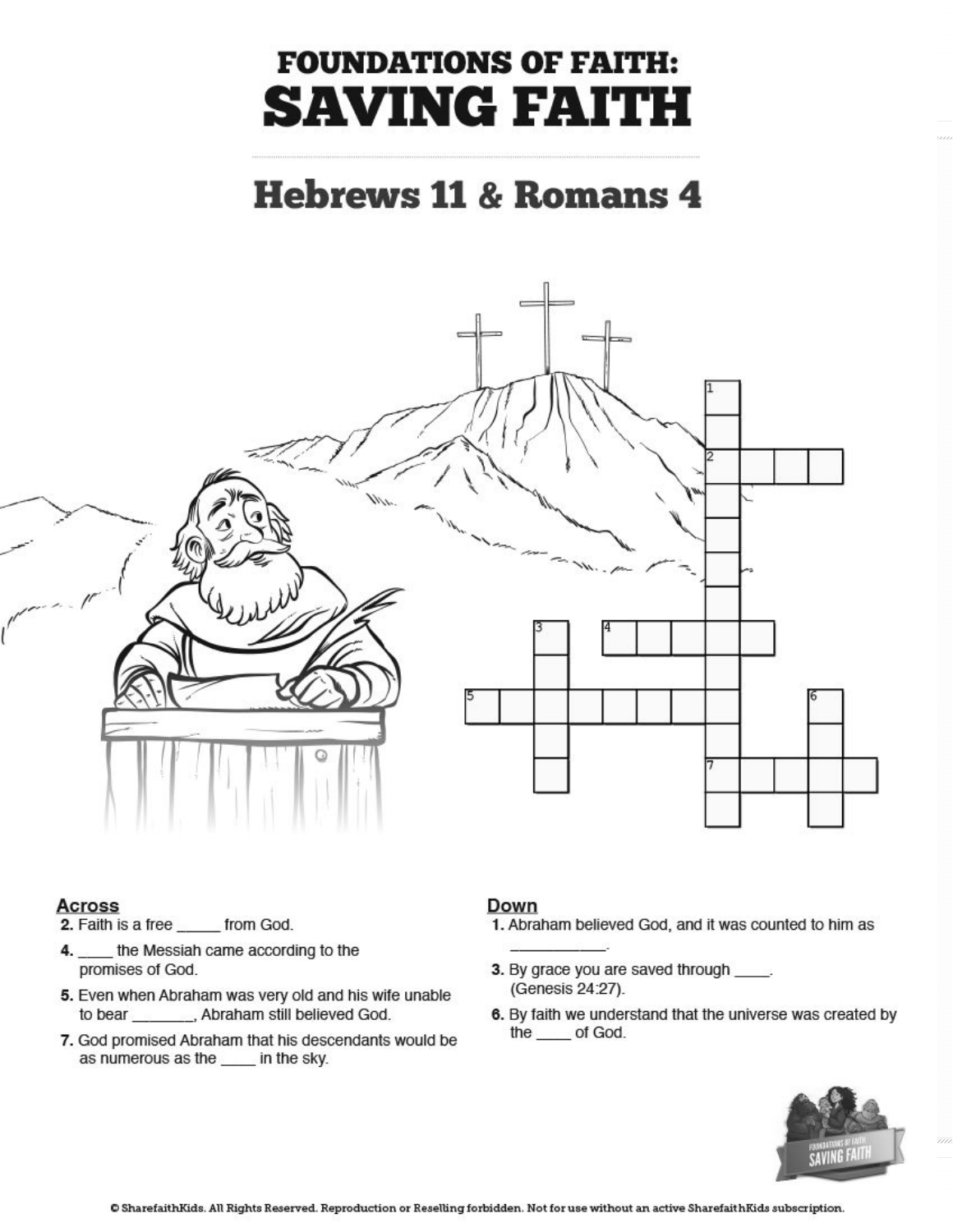# FOUNDATIONS OF FAITH: SAVING FAITH

## Hebrews 11 & Romans 4

### Across

2. Faith is a free _____ from God.
4. ____ the Messiah came according to the promises of God.
5. Even when Abraham was very old and his wife unable to bear _______, Abraham still believed God.
7. God promised Abraham that his descendants would be as numerous as the ____ in the sky.

### Down

1. Abraham believed God, and it was counted to him as ___________.
3. By grace you are saved through ____. (Genesis 24:27).
6. By faith we understand that the universe was created by the ____ of God.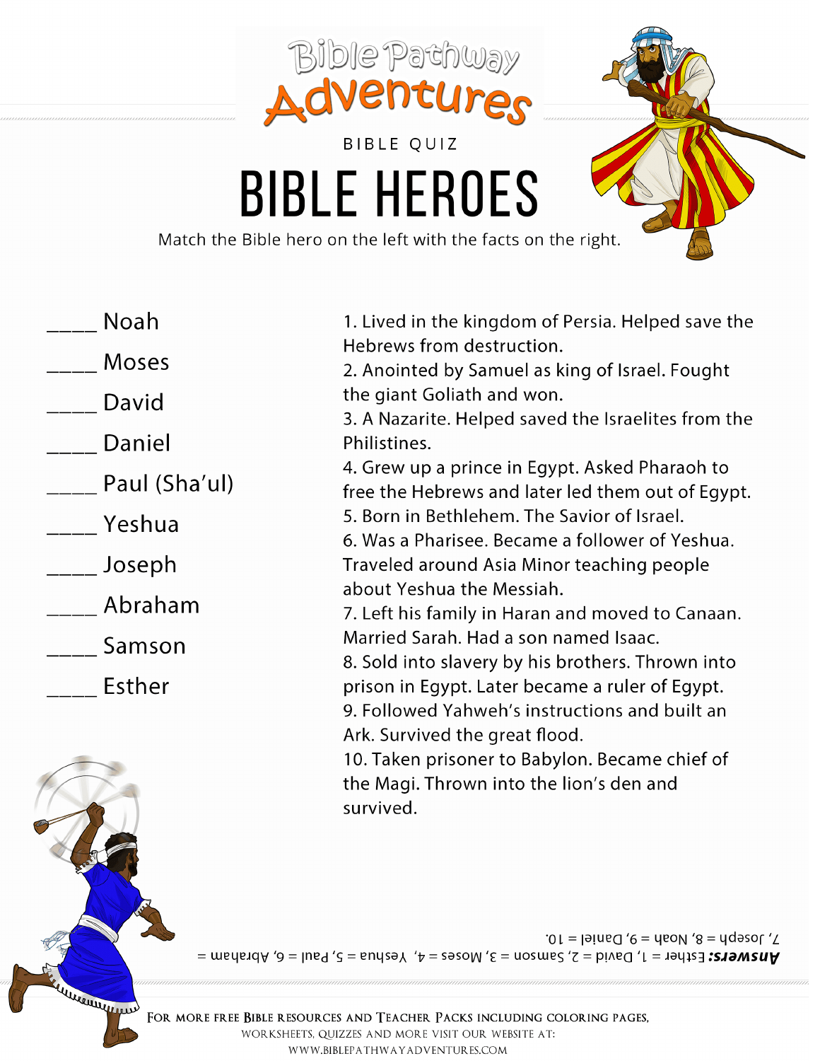Bible Pathway Adventures

BIBLE QUIZ

# BIBLE HEROES

Match the Bible hero on the left with the facts on the right.

____ Noah

____ Moses

____ David

____ Daniel

____ Paul (Sha'ul)

____ Yeshua

____ Joseph

____ Abraham

____ Samson

____ Esther

1. Lived in the kingdom of Persia. Helped save the Hebrews from destruction.
2. Anointed by Samuel as king of Israel. Fought the giant Goliath and won.
3. A Nazarite. Helped saved the Israelites from the Philistines.
4. Grew up a prince in Egypt. Asked Pharaoh to free the Hebrews and later led them out of Egypt.
5. Born in Bethlehem. The Savior of Israel.
6. Was a Pharisee. Became a follower of Yeshua. Traveled around Asia Minor teaching people about Yeshua the Messiah.
7. Left his family in Haran and moved to Canaan. Married Sarah. Had a son named Isaac.
8. Sold into slavery by his brothers. Thrown into prison in Egypt. Later became a ruler of Egypt.
9. Followed Yahweh's instructions and built an Ark. Survived the great flood.
10. Taken prisoner to Babylon. Became chief of the Magi. Thrown into the lion's den and survived.

***Answers:*** Esther = 1, David = 2, Samson = 3, Moses = 4, Yeshua = 5, Paul = 6, Abraham = 7, Joseph = 8, Noah = 9, Daniel = 10.

For more free Bible resources and Teacher Packs including coloring pages, worksheets, quizzes and more visit our website at: www.biblepathwayadventures.com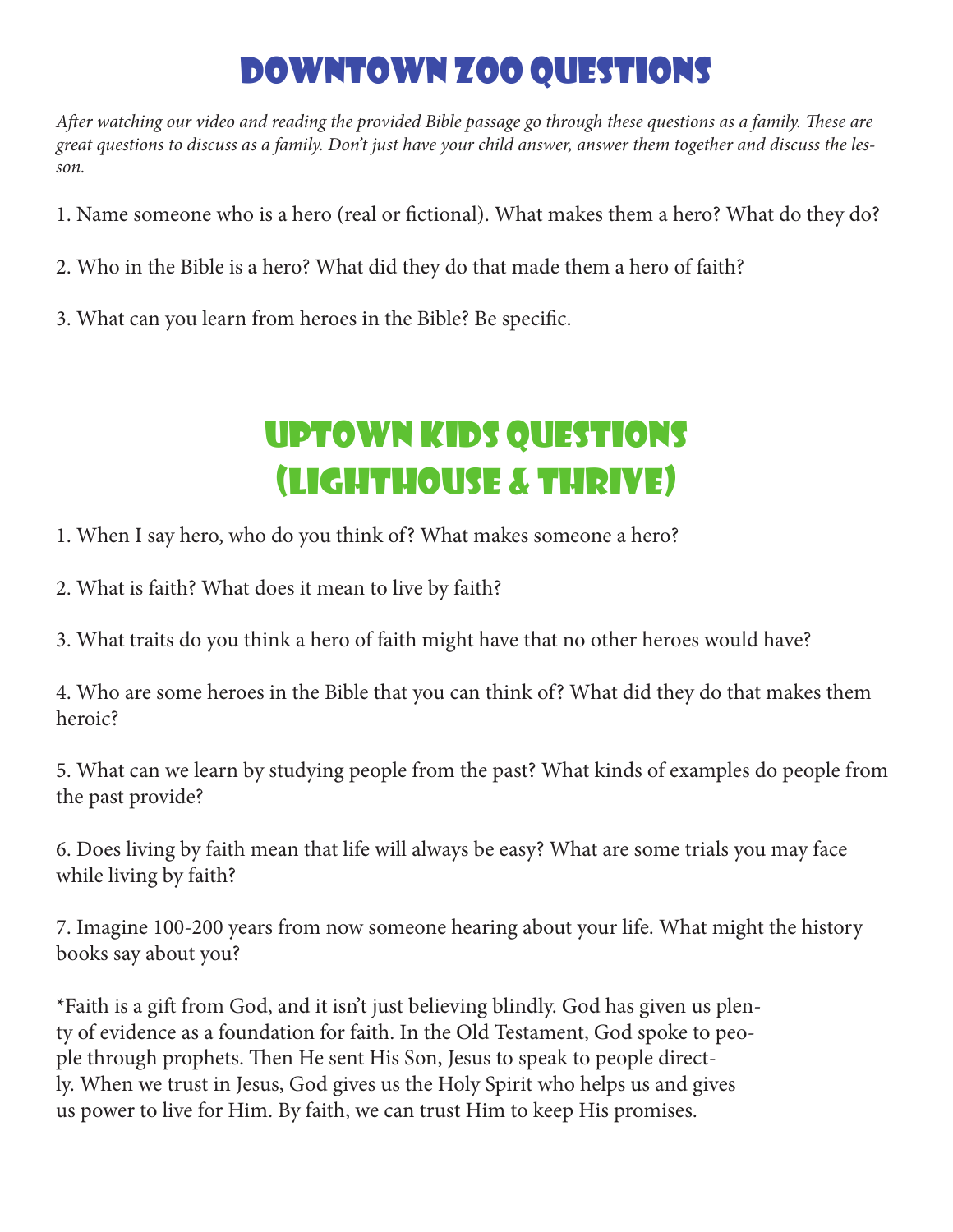# Downtown Zoo Questions

*After watching our video and reading the provided Bible passage go through these questions as a family. These are great questions to discuss as a family. Don't just have your child answer, answer them together and discuss the lesson.*

1. Name someone who is a hero (real or fictional). What makes them a hero? What do they do?

2. Who in the Bible is a hero? What did they do that made them a hero of faith?

3. What can you learn from heroes in the Bible? Be specific.

# Uptown Kids Questions (Lighthouse & Thrive)

1. When I say hero, who do you think of? What makes someone a hero?

2. What is faith? What does it mean to live by faith?

3. What traits do you think a hero of faith might have that no other heroes would have?

4. Who are some heroes in the Bible that you can think of? What did they do that makes them heroic?

5. What can we learn by studying people from the past? What kinds of examples do people from the past provide?

6. Does living by faith mean that life will always be easy? What are some trials you may face while living by faith?

7. Imagine 100-200 years from now someone hearing about your life. What might the history books say about you?

*Faith is a gift from God, and it isn't just believing blindly. God has given us plenty of evidence as a foundation for faith. In the Old Testament, God spoke to people through prophets. Then He sent His Son, Jesus to speak to people directly. When we trust in Jesus, God gives us the Holy Spirit who helps us and gives us power to live for Him. By faith, we can trust Him to keep His promises.